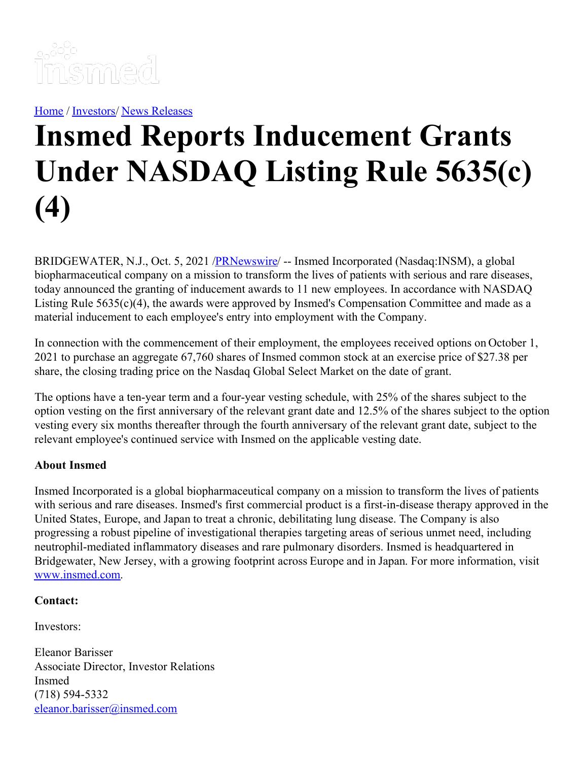[Home](#) / [Investors](#)/ [News Releases](#)

# Insmed Reports Inducement Grants Under NASDAQ Listing Rule 5635(c)(4)

BRIDGEWATER, N.J., Oct. 5, 2021 /[PRNewswire](#)/ -- Insmed Incorporated (Nasdaq:INSM), a global biopharmaceutical company on a mission to transform the lives of patients with serious and rare diseases, today announced the granting of inducement awards to 11 new employees. In accordance with NASDAQ Listing Rule 5635(c)(4), the awards were approved by Insmed's Compensation Committee and made as a material inducement to each employee's entry into employment with the Company.

In connection with the commencement of their employment, the employees received options on October 1, 2021 to purchase an aggregate 67,760 shares of Insmed common stock at an exercise price of $27.38 per share, the closing trading price on the Nasdaq Global Select Market on the date of grant.

The options have a ten-year term and a four-year vesting schedule, with 25% of the shares subject to the option vesting on the first anniversary of the relevant grant date and 12.5% of the shares subject to the option vesting every six months thereafter through the fourth anniversary of the relevant grant date, subject to the relevant employee's continued service with Insmed on the applicable vesting date.

**About Insmed**

Insmed Incorporated is a global biopharmaceutical company on a mission to transform the lives of patients with serious and rare diseases. Insmed's first commercial product is a first-in-disease therapy approved in the United States, Europe, and Japan to treat a chronic, debilitating lung disease. The Company is also progressing a robust pipeline of investigational therapies targeting areas of serious unmet need, including neutrophil-mediated inflammatory diseases and rare pulmonary disorders. Insmed is headquartered in Bridgewater, New Jersey, with a growing footprint across Europe and in Japan. For more information, visit [www.insmed.com](http://www.insmed.com).

**Contact:**

Investors:

Eleanor Barisser
Associate Director, Investor Relations
Insmed
(718) 594-5332
[eleanor.barisser@insmed.com](mailto:eleanor.barisser@insmed.com)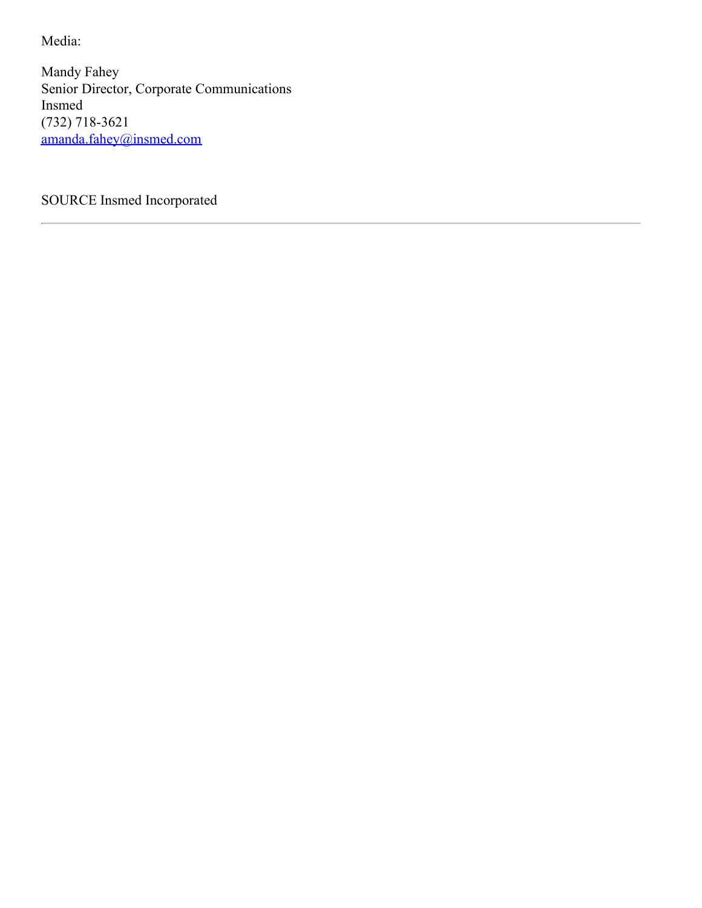Media:

Mandy Fahey
Senior Director, Corporate Communications
Insmed
(732) 718-3621
[amanda.fahey@insmed.com](mailto:amanda.fahey@insmed.com)

SOURCE Insmed Incorporated

---